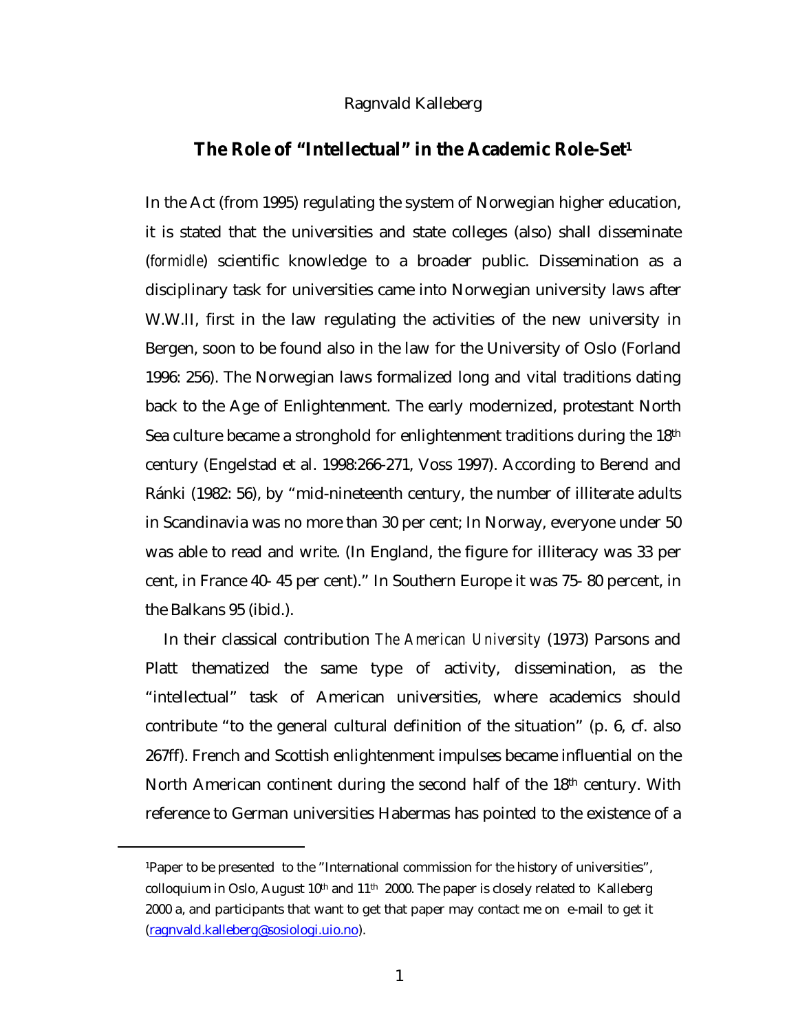Ragnvald Kalleberg

# The Role of "Intellectual" in the Academic Role-Set[1]

In the Act (from 1995) regulating the system of Norwegian higher education, it is stated that the universities and state colleges (also) shall disseminate (*formidle*) scientific knowledge to a broader public. Dissemination as a disciplinary task for universities came into Norwegian university laws after W.W.II, first in the law regulating the activities of the new university in Bergen, soon to be found also in the law for the University of Oslo (Forland 1996: 256). The Norwegian laws formalized long and vital traditions dating back to the Age of Enlightenment. The early modernized, protestant North Sea culture became a stronghold for enlightenment traditions during the 18th century (Engelstad et al. 1998:266-271, Voss 1997). According to Berend and Ránki (1982: 56), by "mid-nineteenth century, the number of illiterate adults in Scandinavia was no more than 30 per cent; In Norway, everyone under 50 was able to read and write. (In England, the figure for illiteracy was 33 per cent, in France 40- 45 per cent)." In Southern Europe it was 75- 80 percent, in the Balkans 95 (ibid.).

In their classical contribution *The American University* (1973) Parsons and Platt thematized the same type of activity, dissemination, as the "intellectual" task of American universities, where academics should contribute "to the general cultural definition of the situation" (p. 6, cf. also 267ff). French and Scottish enlightenment impulses became influential on the North American continent during the second half of the 18th century. With reference to German universities Habermas has pointed to the existence of a

---

[1]Paper to be presented to the "International commission for the history of universities", colloquium in Oslo, August 10th and 11th 2000. The paper is closely related to Kalleberg 2000 a, and participants that want to get that paper may contact me on e-mail to get it (ragnvald.kalleberg@sosiologi.uio.no).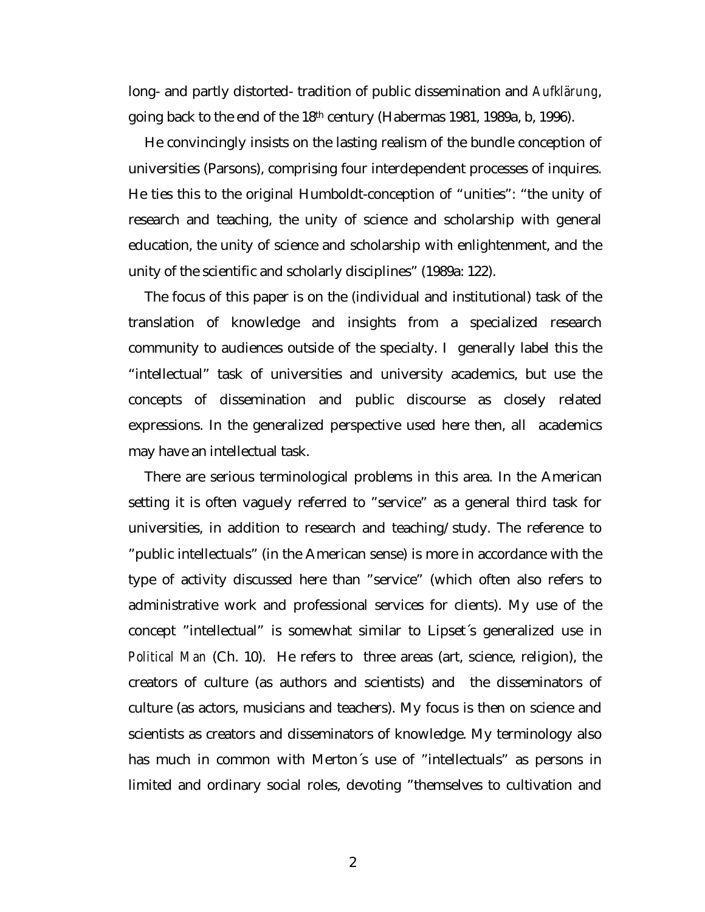long- and partly distorted- tradition of public dissemination and *Aufklärung*, going back to the end of the 18th century (Habermas 1981, 1989a, b, 1996).

He convincingly insists on the lasting realism of the bundle conception of universities (Parsons), comprising four interdependent processes of inquires. He ties this to the original Humboldt-conception of "unities": "the unity of research and teaching, the unity of science and scholarship with general education, the unity of science and scholarship with enlightenment, and the unity of the scientific and scholarly disciplines" (1989a: 122).

The focus of this paper is on the (individual and institutional) task of the translation of knowledge and insights from a specialized research community to audiences outside of the specialty. I generally label this the "intellectual" task of universities and university academics, but use the concepts of dissemination and public discourse as closely related expressions. In the generalized perspective used here then, all academics may have an intellectual task.

There are serious terminological problems in this area. In the American setting it is often vaguely referred to "service" as a general third task for universities, in addition to research and teaching/study. The reference to "public intellectuals" (in the American sense) is more in accordance with the type of activity discussed here than "service" (which often also refers to administrative work and professional services for clients). My use of the concept "intellectual" is somewhat similar to Lipset´s generalized use in *Political Man* (Ch. 10). He refers to three areas (art, science, religion), the creators of culture (as authors and scientists) and the disseminators of culture (as actors, musicians and teachers). My focus is then on science and scientists as creators and disseminators of knowledge. My terminology also has much in common with Merton´s use of "intellectuals" as persons in limited and ordinary social roles, devoting "themselves to cultivation and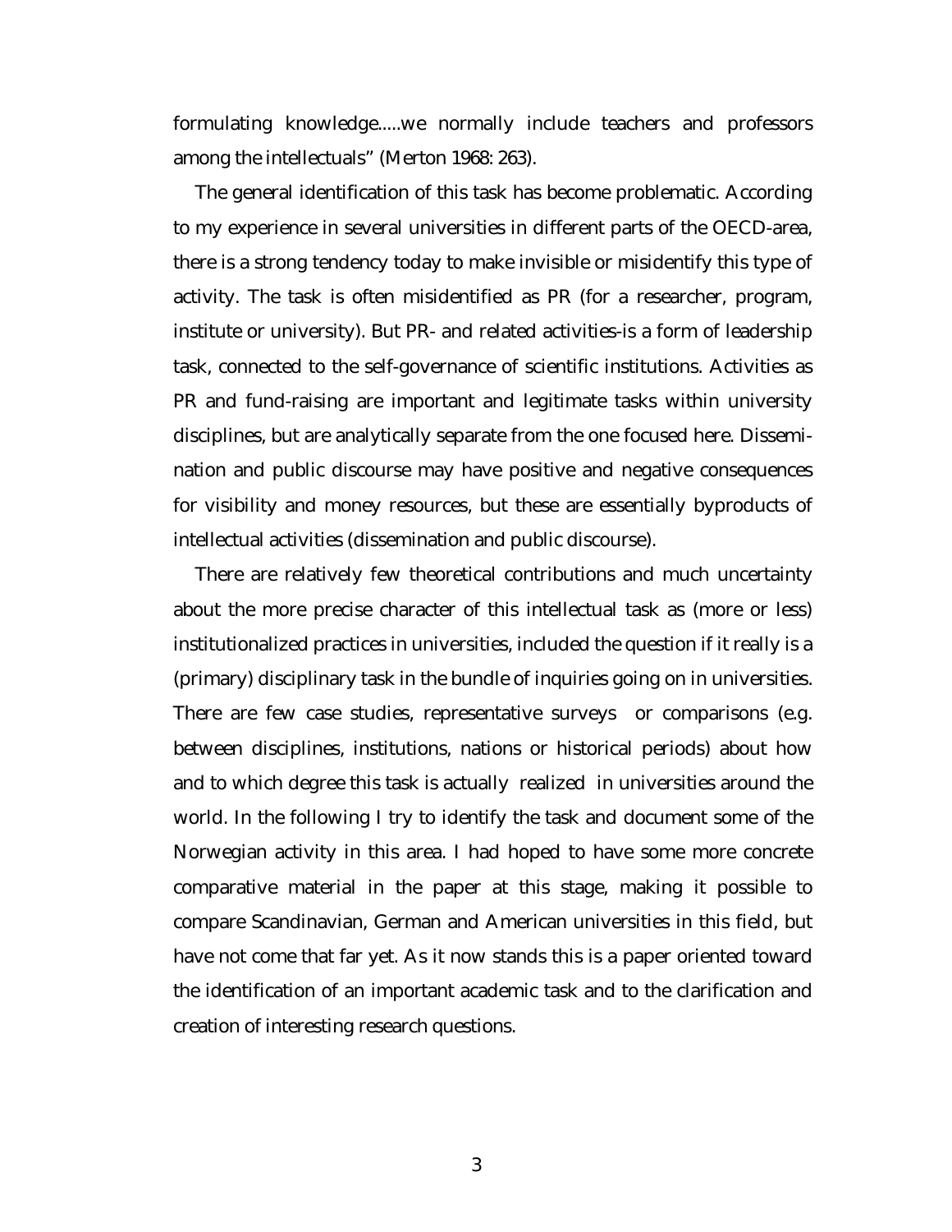formulating knowledge.....we normally include teachers and professors among the intellectuals" (Merton 1968: 263).

The general identification of this task has become problematic. According to my experience in several universities in different parts of the OECD-area, there is a strong tendency today to make invisible or misidentify this type of activity. The task is often misidentified as PR (for a researcher, program, institute or university). But PR- and related activities-is a form of leadership task, connected to the self-governance of scientific institutions. Activities as PR and fund-raising are important and legitimate tasks within university disciplines, but are analytically separate from the one focused here. Dissemination and public discourse may have positive and negative consequences for visibility and money resources, but these are essentially byproducts of intellectual activities (dissemination and public discourse).

There are relatively few theoretical contributions and much uncertainty about the more precise character of this intellectual task as (more or less) institutionalized practices in universities, included the question if it really is a (primary) disciplinary task in the bundle of inquiries going on in universities. There are few case studies, representative surveys or comparisons (e.g. between disciplines, institutions, nations or historical periods) about how and to which degree this task is actually realized in universities around the world. In the following I try to identify the task and document some of the Norwegian activity in this area. I had hoped to have some more concrete comparative material in the paper at this stage, making it possible to compare Scandinavian, German and American universities in this field, but have not come that far yet. As it now stands this is a paper oriented toward the identification of an important academic task and to the clarification and creation of interesting research questions.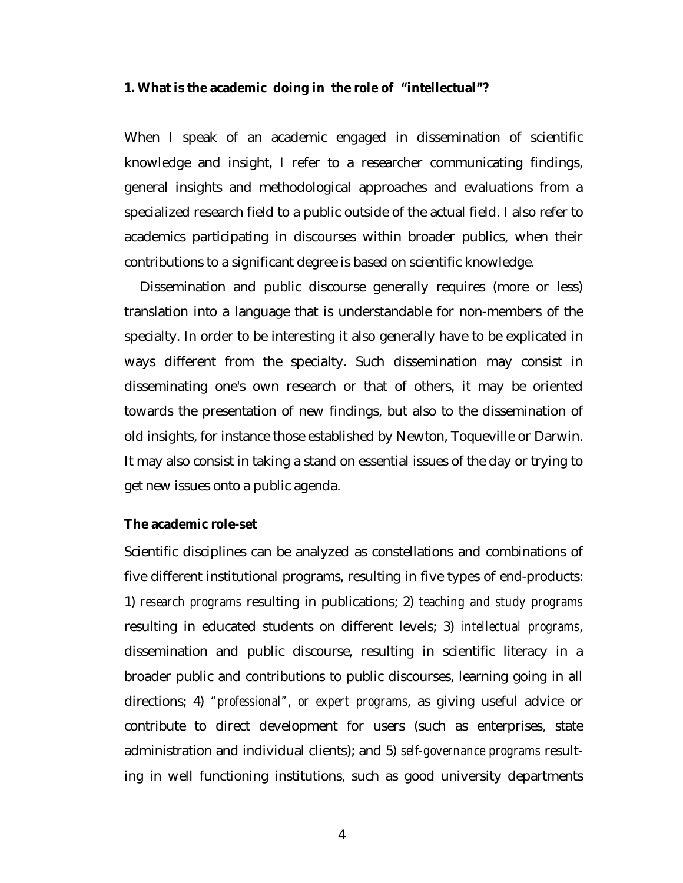## 1. What is the academic doing in the role of "intellectual"?

When I speak of an academic engaged in dissemination of scientific knowledge and insight, I refer to a researcher communicating findings, general insights and methodological approaches and evaluations from a specialized research field to a public outside of the actual field. I also refer to academics participating in discourses within broader publics, when their contributions to a significant degree is based on scientific knowledge.

Dissemination and public discourse generally requires (more or less) translation into a language that is understandable for non-members of the specialty. In order to be interesting it also generally have to be explicated in ways different from the specialty. Such dissemination may consist in disseminating one's own research or that of others, it may be oriented towards the presentation of new findings, but also to the dissemination of old insights, for instance those established by Newton, Toqueville or Darwin. It may also consist in taking a stand on essential issues of the day or trying to get new issues onto a public agenda.

### The academic role-set

Scientific disciplines can be analyzed as constellations and combinations of five different institutional programs, resulting in five types of end-products: 1) *research programs* resulting in publications; 2) *teaching and study programs* resulting in educated students on different levels; 3) *intellectual programs*, dissemination and public discourse, resulting in scientific literacy in a broader public and contributions to public discourses, learning going in all directions; 4) *"professional", or expert programs*, as giving useful advice or contribute to direct development for users (such as enterprises, state administration and individual clients); and 5) *self-governance programs* result-ing in well functioning institutions, such as good university departments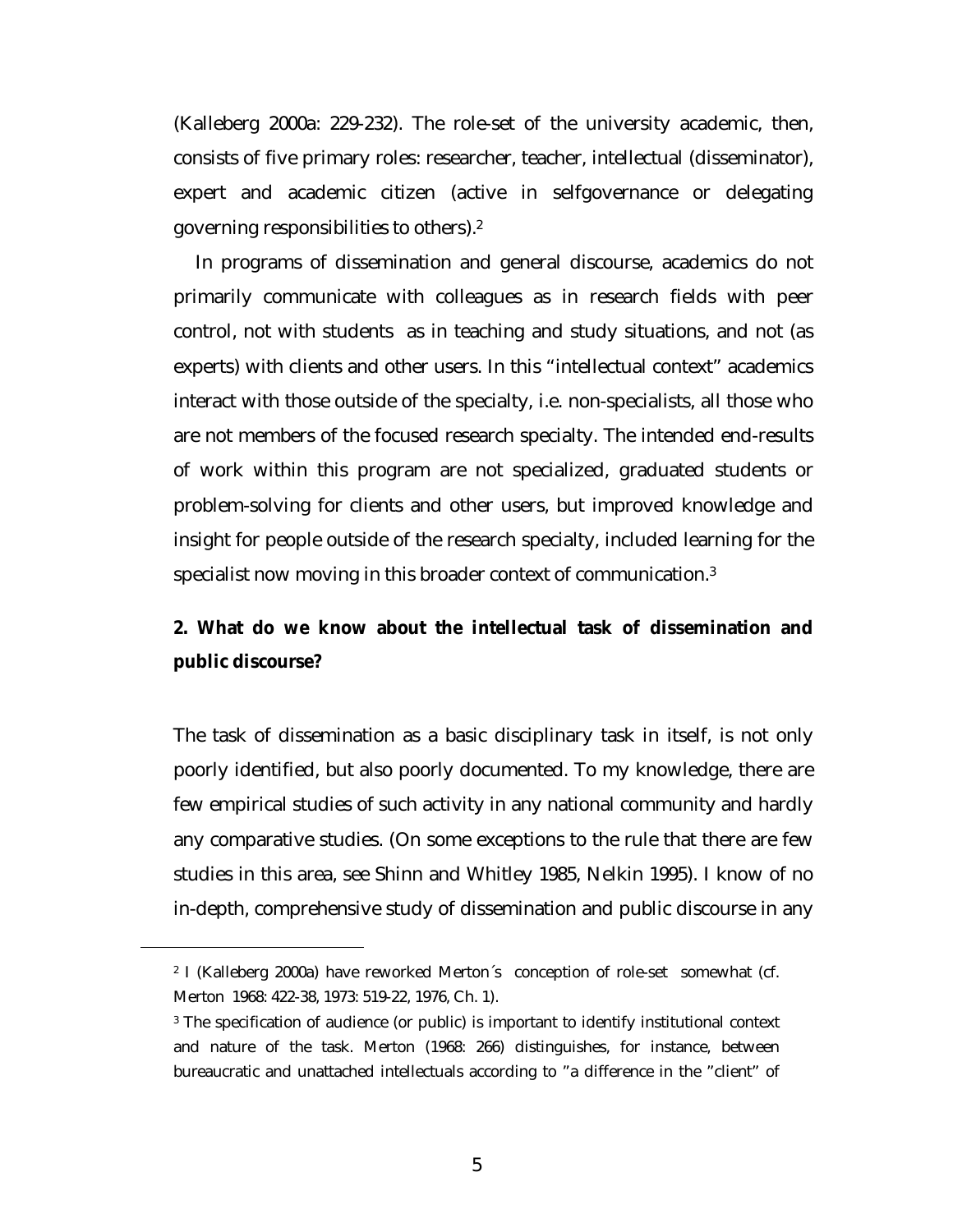(Kalleberg 2000a: 229-232). The role-set of the university academic, then, consists of five primary roles: researcher, teacher, intellectual (disseminator), expert and academic citizen (active in selfgovernance or delegating governing responsibilities to others).[2]

In programs of dissemination and general discourse, academics do not primarily communicate with colleagues as in research fields with peer control, not with students as in teaching and study situations, and not (as experts) with clients and other users. In this "intellectual context" academics interact with those outside of the specialty, i.e. non-specialists, all those who are not members of the focused research specialty. The intended end-results of work within this program are not specialized, graduated students or problem-solving for clients and other users, but improved knowledge and insight for people outside of the research specialty, included learning for the specialist now moving in this broader context of communication.[3]

## 2. What do we know about the intellectual task of dissemination and public discourse?

The task of dissemination as a basic disciplinary task in itself, is not only poorly identified, but also poorly documented. To my knowledge, there are few empirical studies of such activity in any national community and hardly any comparative studies. (On some exceptions to the rule that there are few studies in this area, see Shinn and Whitley 1985, Nelkin 1995). I know of no in-depth, comprehensive study of dissemination and public discourse in any

---

[2] I (Kalleberg 2000a) have reworked Merton´s conception of role-set somewhat (cf. Merton 1968: 422-38, 1973: 519-22, 1976, Ch. 1).

[3] The specification of audience (or public) is important to identify institutional context and nature of the task. Merton (1968: 266) distinguishes, for instance, between bureaucratic and unattached intellectuals according to "a difference in the "client" of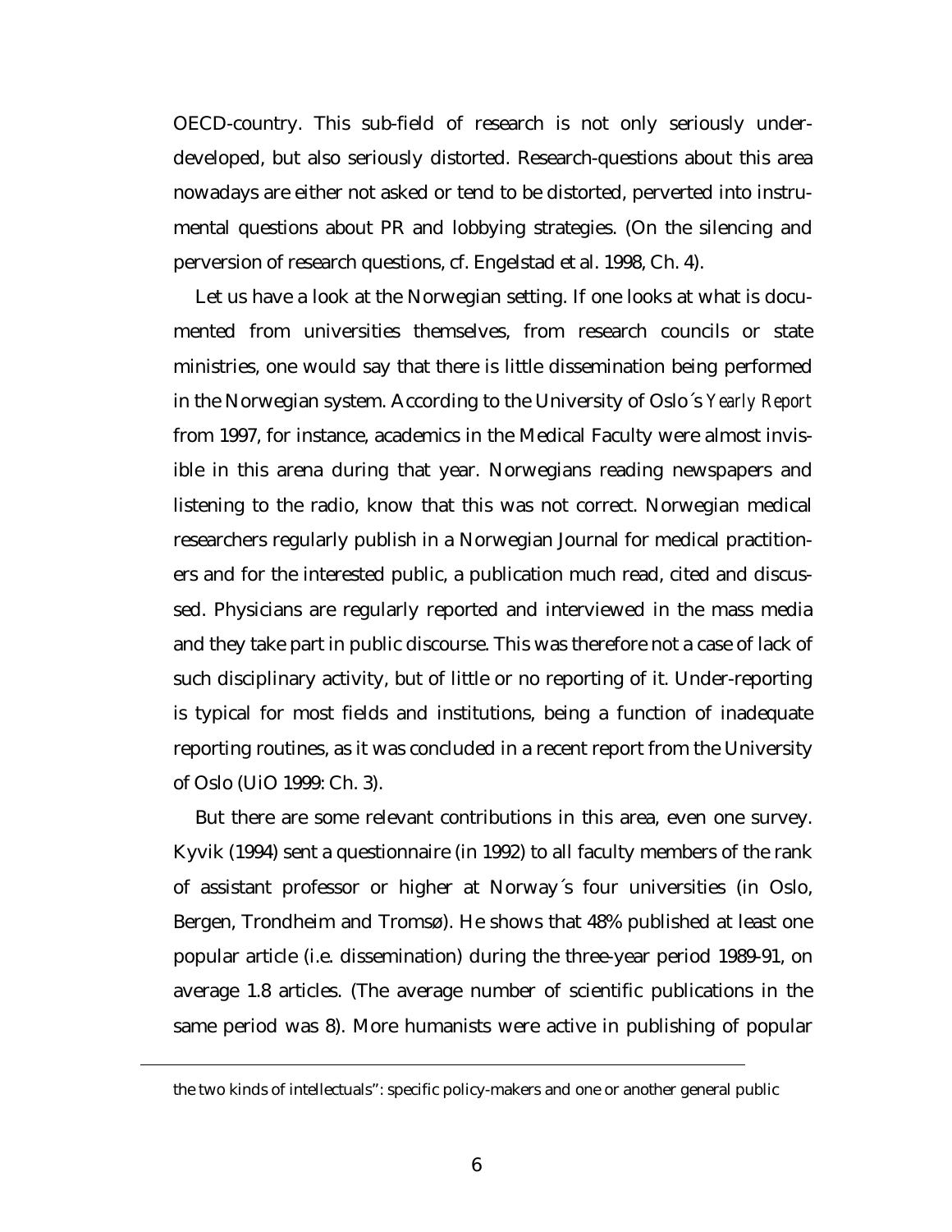OECD-country. This sub-field of research is not only seriously under-developed, but also seriously distorted. Research-questions about this area nowadays are either not asked or tend to be distorted, perverted into instrumental questions about PR and lobbying strategies. (On the silencing and perversion of research questions, cf. Engelstad et al. 1998, Ch. 4).

Let us have a look at the Norwegian setting. If one looks at what is documented from universities themselves, from research councils or state ministries, one would say that there is little dissemination being performed in the Norwegian system. According to the University of Oslo´s *Yearly Report* from 1997, for instance, academics in the Medical Faculty were almost invisible in this arena during that year. Norwegians reading newspapers and listening to the radio, know that this was not correct. Norwegian medical researchers regularly publish in a Norwegian Journal for medical practitioners and for the interested public, a publication much read, cited and discussed. Physicians are regularly reported and interviewed in the mass media and they take part in public discourse. This was therefore not a case of lack of such disciplinary activity, but of little or no reporting of it. Under-reporting is typical for most fields and institutions, being a function of inadequate reporting routines, as it was concluded in a recent report from the University of Oslo (UiO 1999: Ch. 3).

But there are some relevant contributions in this area, even one survey. Kyvik (1994) sent a questionnaire (in 1992) to all faculty members of the rank of assistant professor or higher at Norway´s four universities (in Oslo, Bergen, Trondheim and Tromsø). He shows that 48% published at least one popular article (i.e. dissemination) during the three-year period 1989-91, on average 1.8 articles. (The average number of scientific publications in the same period was 8). More humanists were active in publishing of popular

---

the two kinds of intellectuals": specific policy-makers and one or another general public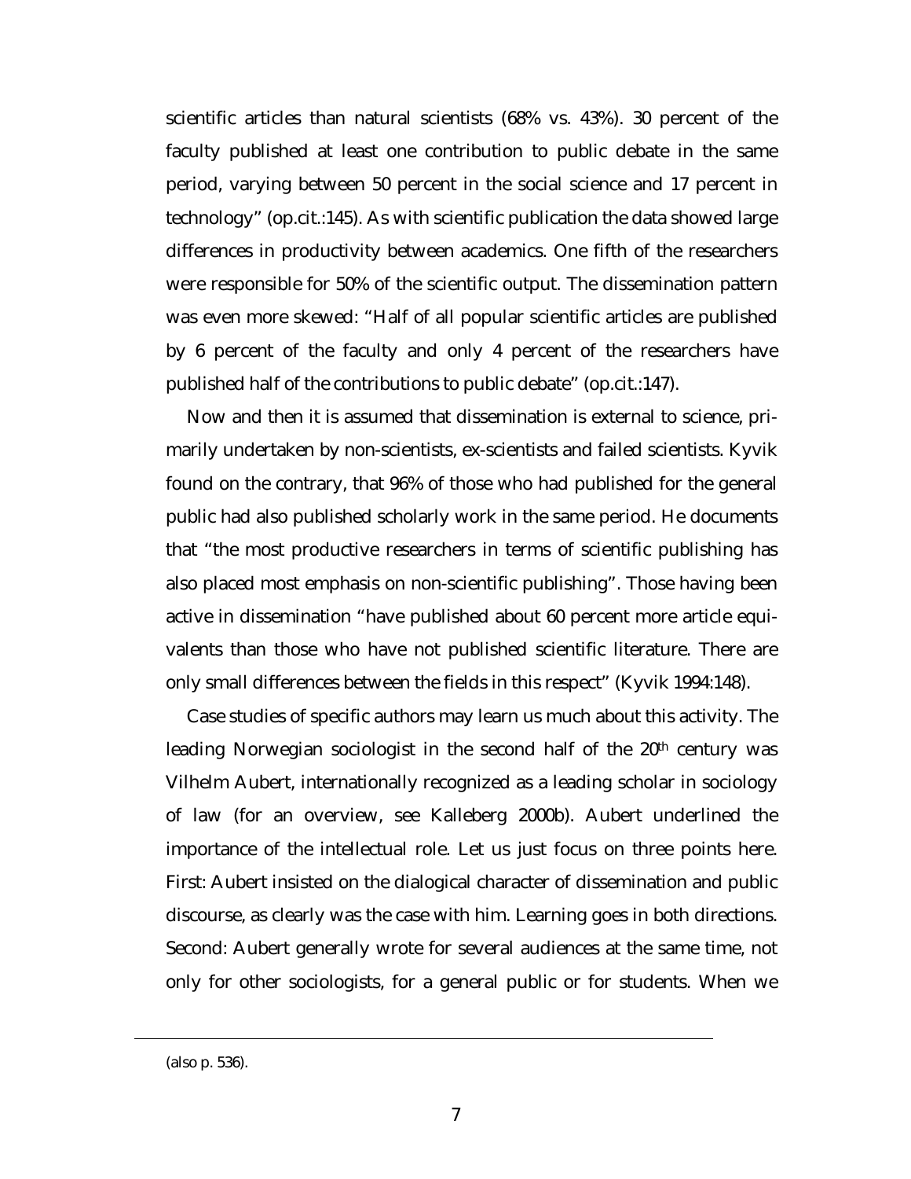scientific articles than natural scientists (68% vs. 43%). 30 percent of the faculty published at least one contribution to public debate in the same period, varying between 50 percent in the social science and 17 percent in technology" (op.cit.:145). As with scientific publication the data showed large differences in productivity between academics. One fifth of the researchers were responsible for 50% of the scientific output. The dissemination pattern was even more skewed: "Half of all popular scientific articles are published by 6 percent of the faculty and only 4 percent of the researchers have published half of the contributions to public debate" (op.cit.:147).

Now and then it is assumed that dissemination is external to science, primarily undertaken by non-scientists, ex-scientists and failed scientists. Kyvik found on the contrary, that 96% of those who had published for the general public had also published scholarly work in the same period. He documents that "the most productive researchers in terms of scientific publishing has also placed most emphasis on non-scientific publishing". Those having been active in dissemination "have published about 60 percent more article equivalents than those who have not published scientific literature. There are only small differences between the fields in this respect" (Kyvik 1994:148).

Case studies of specific authors may learn us much about this activity. The leading Norwegian sociologist in the second half of the 20th century was Vilhelm Aubert, internationally recognized as a leading scholar in sociology of law (for an overview, see Kalleberg 2000b). Aubert underlined the importance of the intellectual role. Let us just focus on three points here. First: Aubert insisted on the dialogical character of dissemination and public discourse, as clearly was the case with him. Learning goes in both directions. Second: Aubert generally wrote for several audiences at the same time, not only for other sociologists, for a general public or for students. When we

(also p. 536).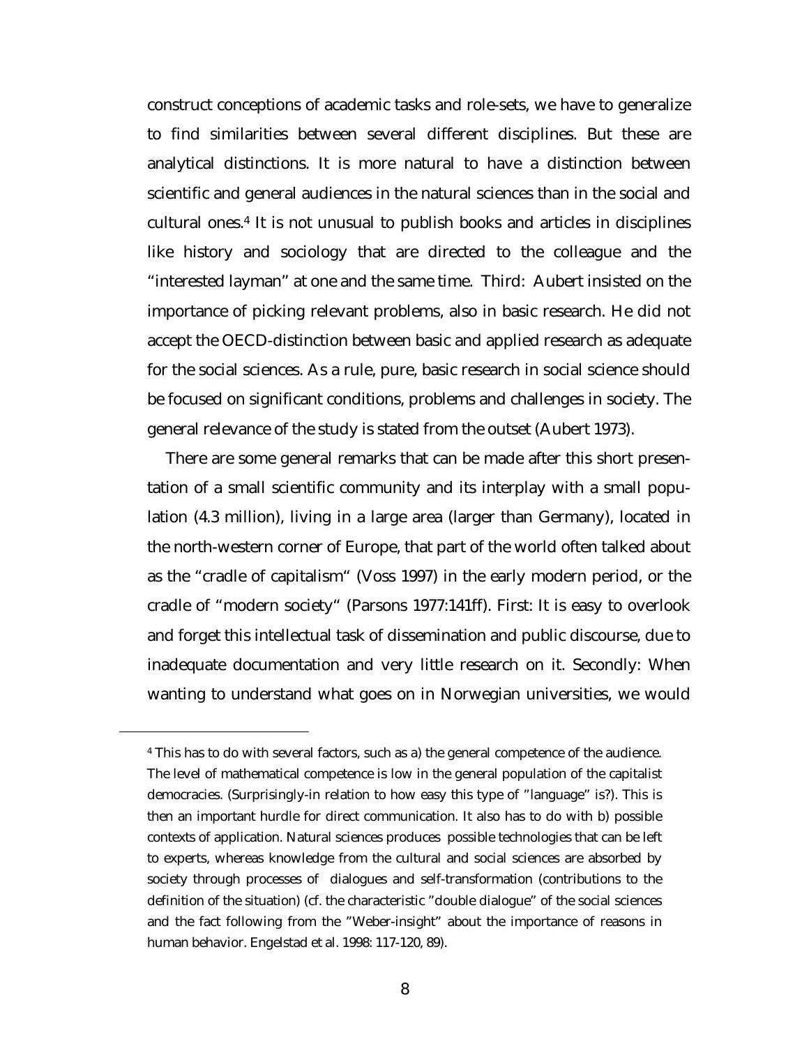construct conceptions of academic tasks and role-sets, we have to generalize to find similarities between several different disciplines. But these are analytical distinctions. It is more natural to have a distinction between scientific and general audiences in the natural sciences than in the social and cultural ones.[4] It is not unusual to publish books and articles in disciplines like history and sociology that are directed to the colleague and the "interested layman" at one and the same time. Third: Aubert insisted on the importance of picking relevant problems, also in basic research. He did not accept the OECD-distinction between basic and applied research as adequate for the social sciences. As a rule, pure, basic research in social science should be focused on significant conditions, problems and challenges in society. The general relevance of the study is stated from the outset (Aubert 1973).

There are some general remarks that can be made after this short presentation of a small scientific community and its interplay with a small population (4.3 million), living in a large area (larger than Germany), located in the north-western corner of Europe, that part of the world often talked about as the "cradle of capitalism" (Voss 1997) in the early modern period, or the cradle of "modern society" (Parsons 1977:141ff). First: It is easy to overlook and forget this intellectual task of dissemination and public discourse, due to inadequate documentation and very little research on it. Secondly: When wanting to understand what goes on in Norwegian universities, we would

---

[4] This has to do with several factors, such as a) the general competence of the audience. The level of mathematical competence is low in the general population of the capitalist democracies. (Surprisingly-in relation to how easy this type of "language" is?). This is then an important hurdle for direct communication. It also has to do with b) possible contexts of application. Natural sciences produces possible technologies that can be left to experts, whereas knowledge from the cultural and social sciences are absorbed by society through processes of dialogues and self-transformation (contributions to the definition of the situation) (cf. the characteristic "double dialogue" of the social sciences and the fact following from the "Weber-insight" about the importance of reasons in human behavior. Engelstad et al. 1998: 117-120, 89).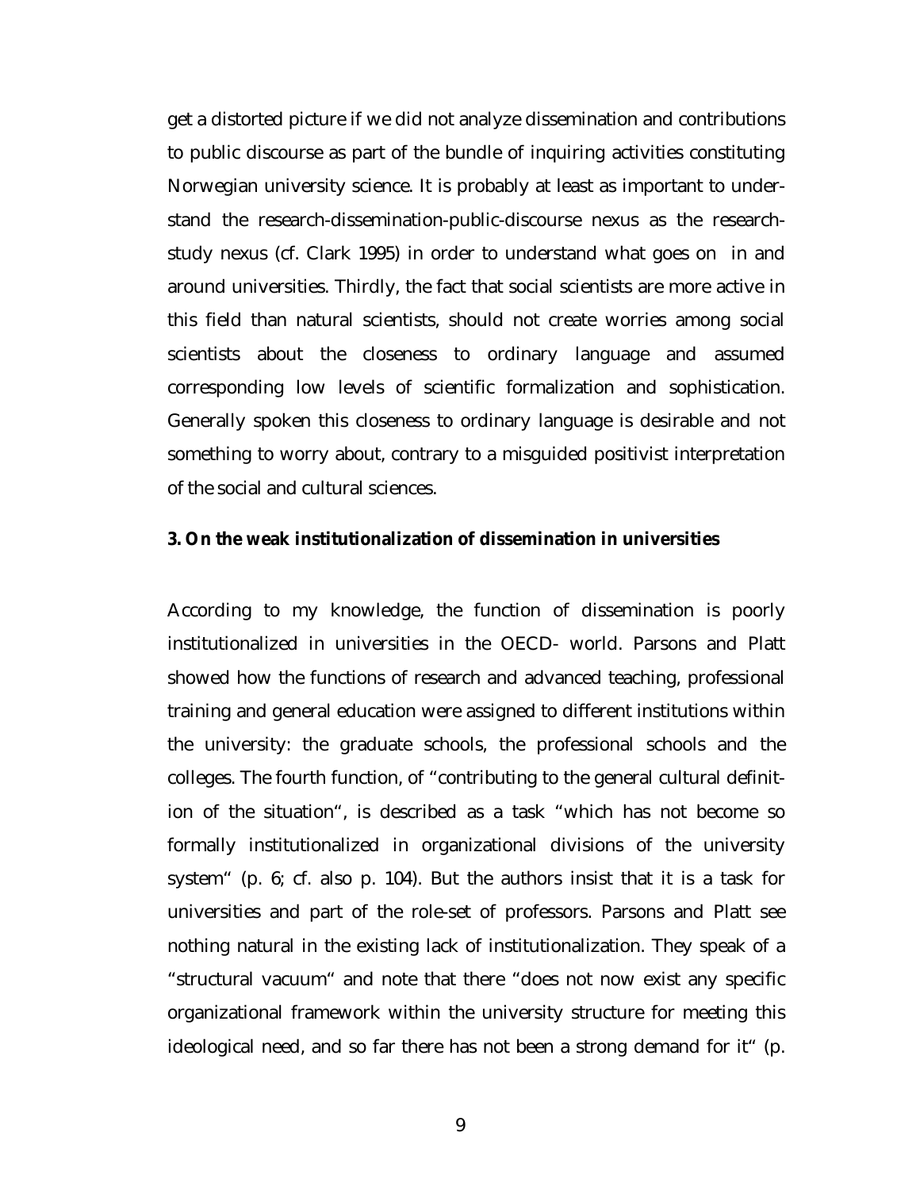get a distorted picture if we did not analyze dissemination and contributions to public discourse as part of the bundle of inquiring activities constituting Norwegian university science. It is probably at least as important to understand the research-dissemination-public-discourse nexus as the research-study nexus (cf. Clark 1995) in order to understand what goes on in and around universities. Thirdly, the fact that social scientists are more active in this field than natural scientists, should not create worries among social scientists about the closeness to ordinary language and assumed corresponding low levels of scientific formalization and sophistication. Generally spoken this closeness to ordinary language is desirable and not something to worry about, contrary to a misguided positivist interpretation of the social and cultural sciences.

**3. On the weak institutionalization of dissemination in universities**

According to my knowledge, the function of dissemination is poorly institutionalized in universities in the OECD- world. Parsons and Platt showed how the functions of research and advanced teaching, professional training and general education were assigned to different institutions within the university: the graduate schools, the professional schools and the colleges. The fourth function, of "contributing to the general cultural definition of the situation", is described as a task "which has not become so formally institutionalized in organizational divisions of the university system" (p. 6; cf. also p. 104). But the authors insist that it is a task for universities and part of the role-set of professors. Parsons and Platt see nothing natural in the existing lack of institutionalization. They speak of a "structural vacuum" and note that there "does not now exist any specific organizational framework within the university structure for meeting this ideological need, and so far there has not been a strong demand for it" (p.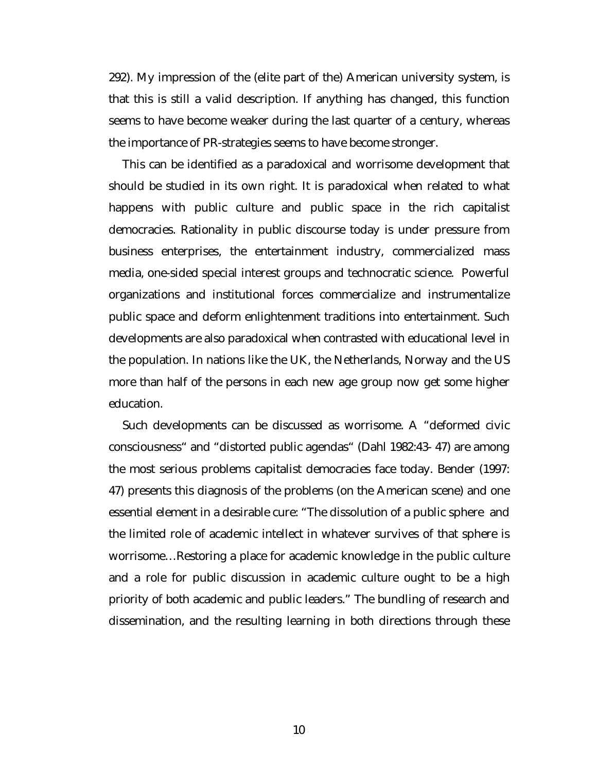292). My impression of the (elite part of the) American university system, is that this is still a valid description. If anything has changed, this function seems to have become weaker during the last quarter of a century, whereas the importance of PR-strategies seems to have become stronger.

This can be identified as a paradoxical and worrisome development that should be studied in its own right. It is paradoxical when related to what happens with public culture and public space in the rich capitalist democracies. Rationality in public discourse today is under pressure from business enterprises, the entertainment industry, commercialized mass media, one-sided special interest groups and technocratic science. Powerful organizations and institutional forces commercialize and instrumentalize public space and deform enlightenment traditions into entertainment. Such developments are also paradoxical when contrasted with educational level in the population. In nations like the UK, the Netherlands, Norway and the US more than half of the persons in each new age group now get some higher education.

Such developments can be discussed as worrisome. A "deformed civic consciousness" and "distorted public agendas" (Dahl 1982:43- 47) are among the most serious problems capitalist democracies face today. Bender (1997: 47) presents this diagnosis of the problems (on the American scene) and one essential element in a desirable cure: "The dissolution of a public sphere and the limited role of academic intellect in whatever survives of that sphere is worrisome…Restoring a place for academic knowledge in the public culture and a role for public discussion in academic culture ought to be a high priority of both academic and public leaders." The bundling of research and dissemination, and the resulting learning in both directions through these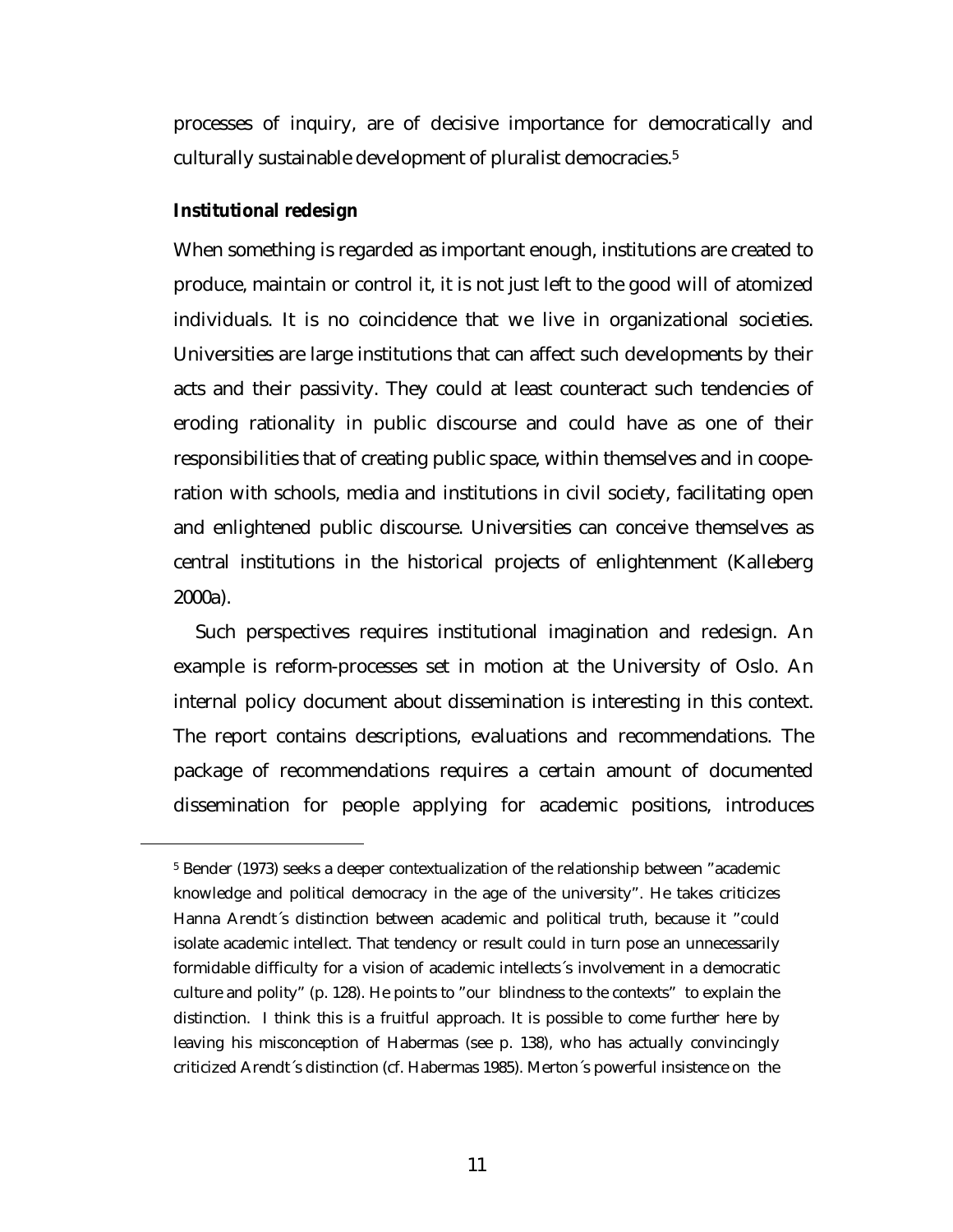processes of inquiry, are of decisive importance for democratically and culturally sustainable development of pluralist democracies.[5]

**Institutional redesign**

When something is regarded as important enough, institutions are created to produce, maintain or control it, it is not just left to the good will of atomized individuals. It is no coincidence that we live in organizational societies. Universities are large institutions that can affect such developments by their acts and their passivity. They could at least counteract such tendencies of eroding rationality in public discourse and could have as one of their responsibilities that of creating public space, within themselves and in cooperation with schools, media and institutions in civil society, facilitating open and enlightened public discourse. Universities can conceive themselves as central institutions in the historical projects of enlightenment (Kalleberg 2000a).

Such perspectives requires institutional imagination and redesign. An example is reform-processes set in motion at the University of Oslo. An internal policy document about dissemination is interesting in this context. The report contains descriptions, evaluations and recommendations. The package of recommendations requires a certain amount of documented dissemination for people applying for academic positions, introduces

---

[5] Bender (1973) seeks a deeper contextualization of the relationship between "academic knowledge and political democracy in the age of the university". He takes criticizes Hanna Arendt´s distinction between academic and political truth, because it "could isolate academic intellect. That tendency or result could in turn pose an unnecessarily formidable difficulty for a vision of academic intellects´s involvement in a democratic culture and polity" (p. 128). He points to "our blindness to the contexts" to explain the distinction. I think this is a fruitful approach. It is possible to come further here by leaving his misconception of Habermas (see p. 138), who has actually convincingly criticized Arendt´s distinction (cf. Habermas 1985). Merton´s powerful insistence on the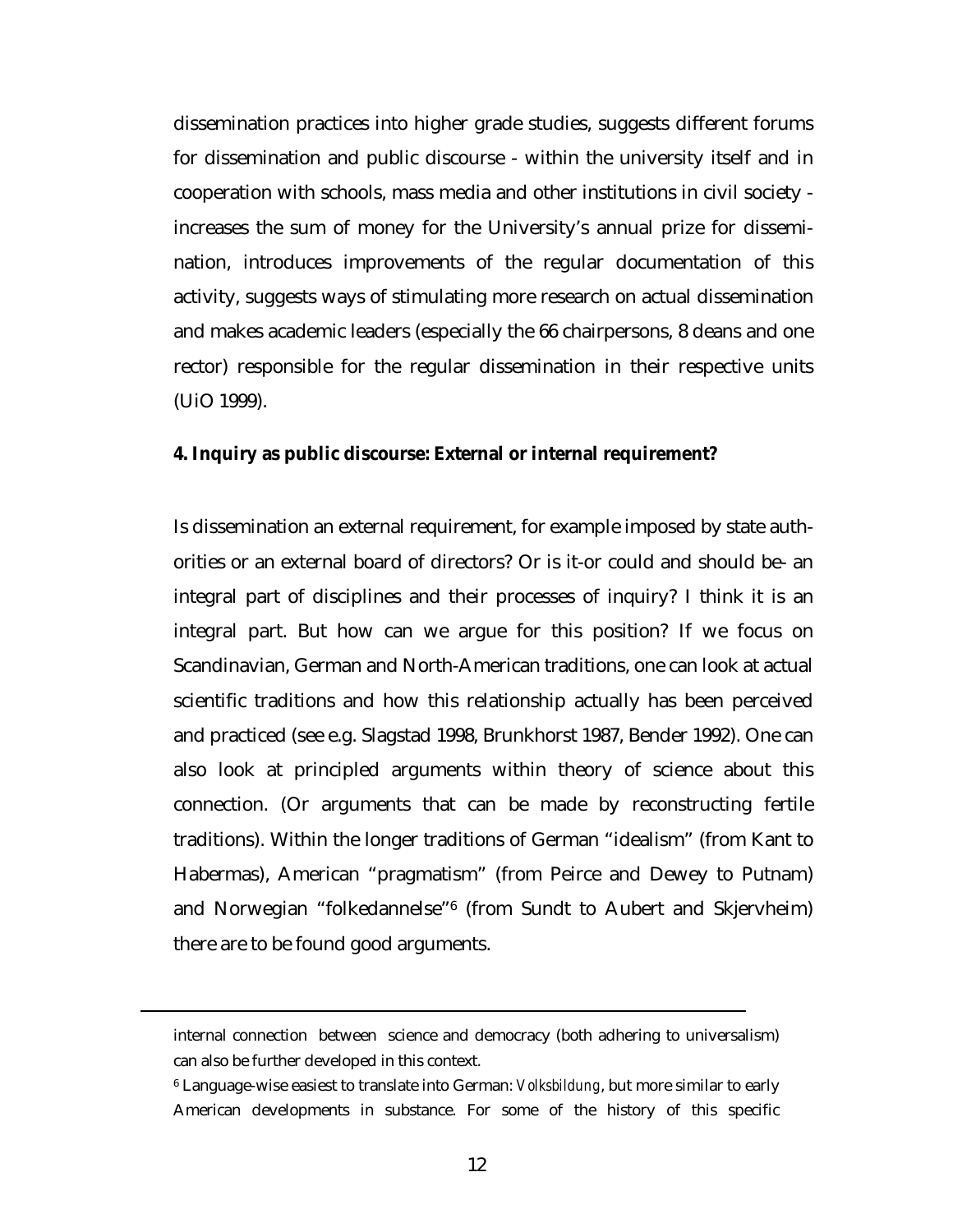dissemination practices into higher grade studies, suggests different forums for dissemination and public discourse - within the university itself and in cooperation with schools, mass media and other institutions in civil society - increases the sum of money for the University's annual prize for dissemination, introduces improvements of the regular documentation of this activity, suggests ways of stimulating more research on actual dissemination and makes academic leaders (especially the 66 chairpersons, 8 deans and one rector) responsible for the regular dissemination in their respective units (UiO 1999).

**4. Inquiry as public discourse: External or internal requirement?**

Is dissemination an external requirement, for example imposed by state authorities or an external board of directors? Or is it-or could and should be- an integral part of disciplines and their processes of inquiry? I think it is an integral part. But how can we argue for this position? If we focus on Scandinavian, German and North-American traditions, one can look at actual scientific traditions and how this relationship actually has been perceived and practiced (see e.g. Slagstad 1998, Brunkhorst 1987, Bender 1992). One can also look at principled arguments within theory of science about this connection. (Or arguments that can be made by reconstructing fertile traditions). Within the longer traditions of German "idealism" (from Kant to Habermas), American "pragmatism" (from Peirce and Dewey to Putnam) and Norwegian "folkedannelse"[6] (from Sundt to Aubert and Skjervheim) there are to be found good arguments.

---

internal connection between science and democracy (both adhering to universalism) can also be further developed in this context.

[6] Language-wise easiest to translate into German: *Volksbildung*, but more similar to early American developments in substance. For some of the history of this specific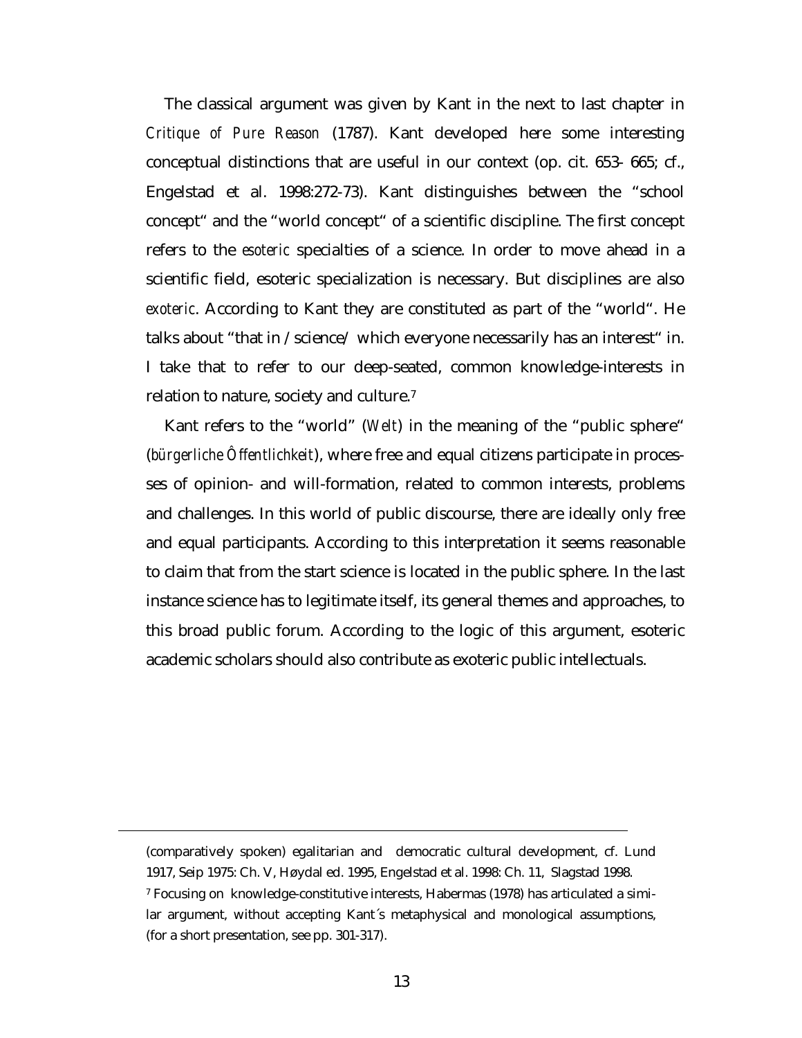The classical argument was given by Kant in the next to last chapter in *Critique of Pure Reason* (1787). Kant developed here some interesting conceptual distinctions that are useful in our context (op. cit. 653- 665; cf., Engelstad et al. 1998:272-73). Kant distinguishes between the "school concept" and the "world concept" of a scientific discipline. The first concept refers to the *esoteric* specialties of a science. In order to move ahead in a scientific field, esoteric specialization is necessary. But disciplines are also *exoteric*. According to Kant they are constituted as part of the "world". He talks about "that in /science/ which everyone necessarily has an interest" in. I take that to refer to our deep-seated, common knowledge-interests in relation to nature, society and culture.[7]

Kant refers to the "world" (*Welt*) in the meaning of the "public sphere" (*bürgerliche Öffentlichkeit*), where free and equal citizens participate in processes of opinion- and will-formation, related to common interests, problems and challenges. In this world of public discourse, there are ideally only free and equal participants. According to this interpretation it seems reasonable to claim that from the start science is located in the public sphere. In the last instance science has to legitimate itself, its general themes and approaches, to this broad public forum. According to the logic of this argument, esoteric academic scholars should also contribute as exoteric public intellectuals.

---

(comparatively spoken) egalitarian and democratic cultural development, cf. Lund 1917, Seip 1975: Ch. V, Høydal ed. 1995, Engelstad et al. 1998: Ch. 11, Slagstad 1998.

[7] Focusing on knowledge-constitutive interests, Habermas (1978) has articulated a similar argument, without accepting Kant´s metaphysical and monological assumptions, (for a short presentation, see pp. 301-317).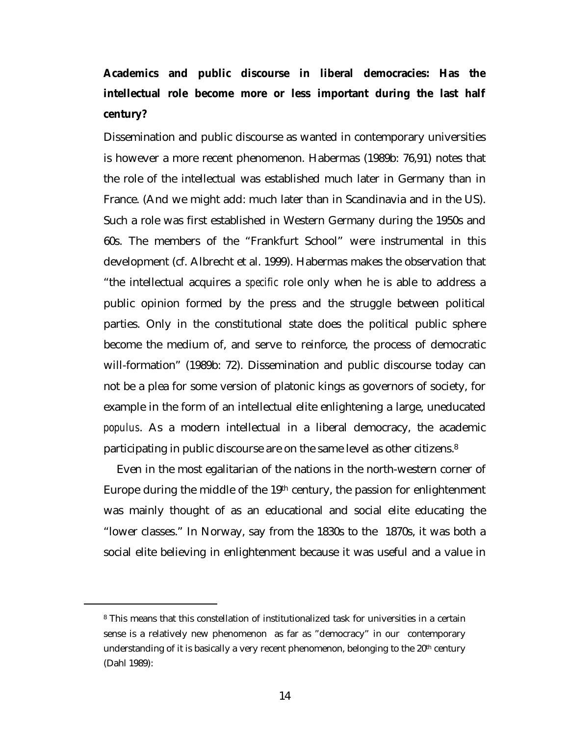## Academics and public discourse in liberal democracies: Has the intellectual role become more or less important during the last half century?

Dissemination and public discourse as wanted in contemporary universities is however a more recent phenomenon. Habermas (1989b: 76,91) notes that the role of the intellectual was established much later in Germany than in France. (And we might add: much later than in Scandinavia and in the US). Such a role was first established in Western Germany during the 1950s and 60s. The members of the "Frankfurt School" were instrumental in this development (cf. Albrecht et al. 1999). Habermas makes the observation that "the intellectual acquires a *specific* role only when he is able to address a public opinion formed by the press and the struggle between political parties. Only in the constitutional state does the political public sphere become the medium of, and serve to reinforce, the process of democratic will-formation" (1989b: 72). Dissemination and public discourse today can not be a plea for some version of platonic kings as governors of society, for example in the form of an intellectual elite enlightening a large, uneducated *populus*. As a modern intellectual in a liberal democracy, the academic participating in public discourse are on the same level as other citizens.[8]

Even in the most egalitarian of the nations in the north-western corner of Europe during the middle of the 19th century, the passion for enlightenment was mainly thought of as an educational and social elite educating the "lower classes." In Norway, say from the 1830s to the 1870s, it was both a social elite believing in enlightenment because it was useful and a value in

[8] This means that this constellation of institutionalized task for universities in a certain sense is a relatively new phenomenon as far as "democracy" in our contemporary understanding of it is basically a very recent phenomenon, belonging to the 20th century (Dahl 1989):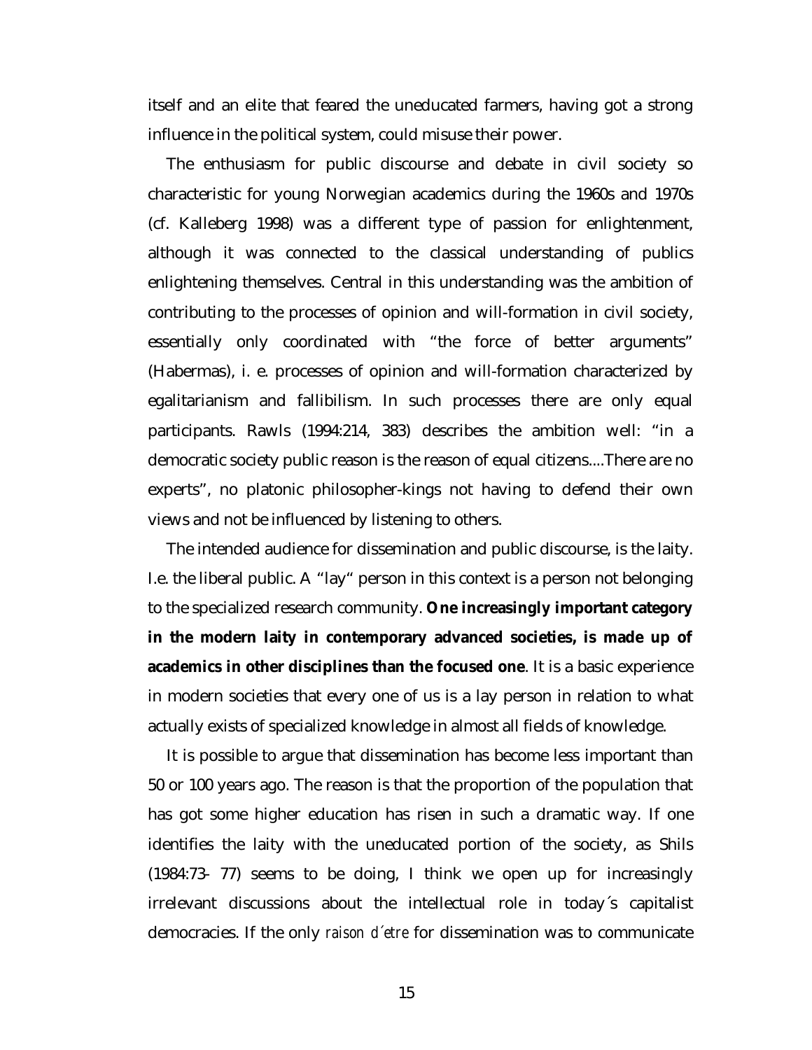itself and an elite that feared the uneducated farmers, having got a strong influence in the political system, could misuse their power.

The enthusiasm for public discourse and debate in civil society so characteristic for young Norwegian academics during the 1960s and 1970s (cf. Kalleberg 1998) was a different type of passion for enlightenment, although it was connected to the classical understanding of publics enlightening themselves. Central in this understanding was the ambition of contributing to the processes of opinion and will-formation in civil society, essentially only coordinated with "the force of better arguments" (Habermas), i. e. processes of opinion and will-formation characterized by egalitarianism and fallibilism. In such processes there are only equal participants. Rawls (1994:214, 383) describes the ambition well: "in a democratic society public reason is the reason of equal citizens....There are no experts", no platonic philosopher-kings not having to defend their own views and not be influenced by listening to others.

The intended audience for dissemination and public discourse, is the laity. I.e. the liberal public. A "lay" person in this context is a person not belonging to the specialized research community. **One increasingly important category in the modern laity in contemporary advanced societies, is made up of academics in other disciplines than the focused one**. It is a basic experience in modern societies that every one of us is a lay person in relation to what actually exists of specialized knowledge in almost all fields of knowledge.

It is possible to argue that dissemination has become less important than 50 or 100 years ago. The reason is that the proportion of the population that has got some higher education has risen in such a dramatic way. If one identifies the laity with the uneducated portion of the society, as Shils (1984:73- 77) seems to be doing, I think we open up for increasingly irrelevant discussions about the intellectual role in today´s capitalist democracies. If the only *raison d´etre* for dissemination was to communicate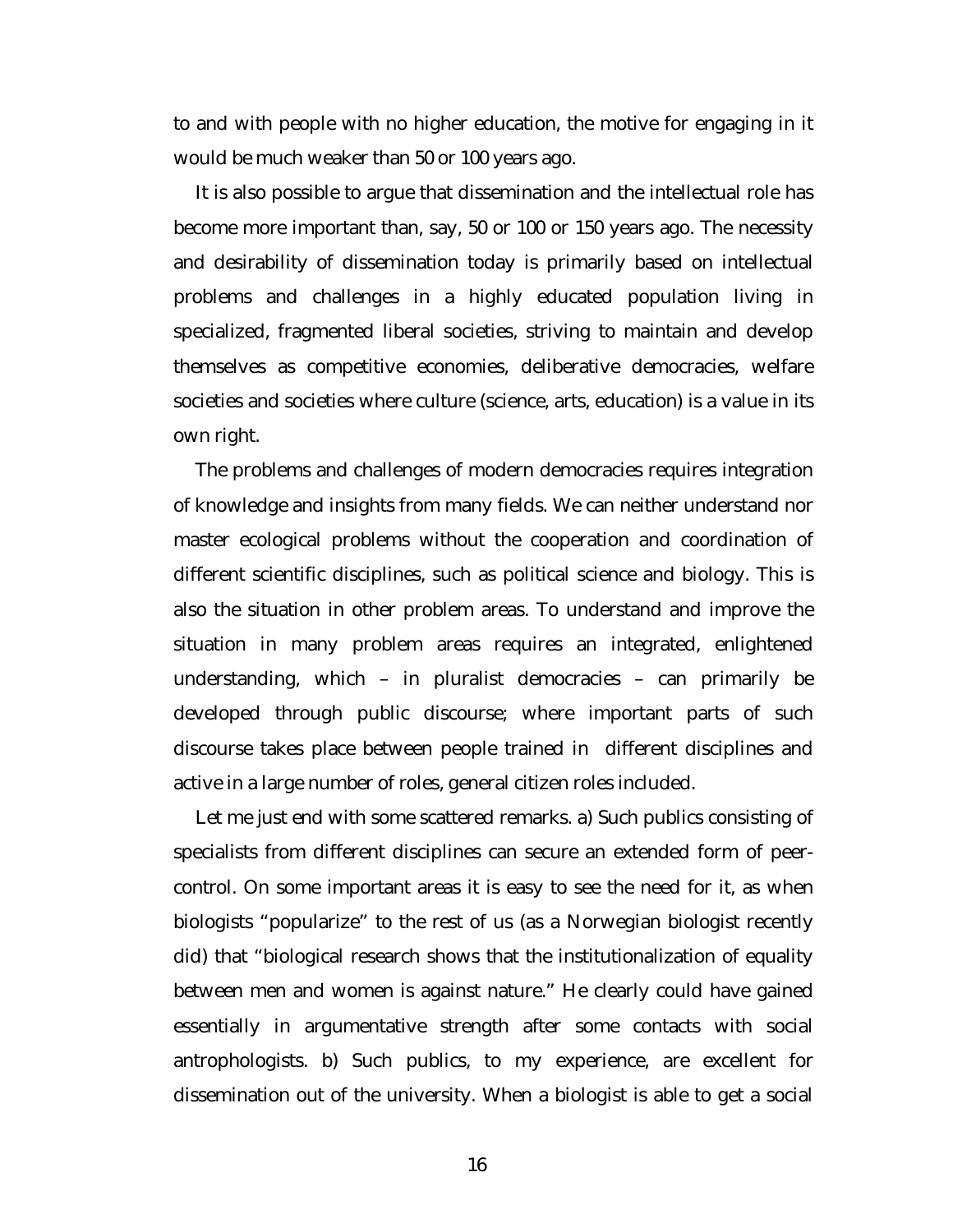to and with people with no higher education, the motive for engaging in it would be much weaker than 50 or 100 years ago.

It is also possible to argue that dissemination and the intellectual role has become more important than, say, 50 or 100 or 150 years ago. The necessity and desirability of dissemination today is primarily based on intellectual problems and challenges in a highly educated population living in specialized, fragmented liberal societies, striving to maintain and develop themselves as competitive economies, deliberative democracies, welfare societies and societies where culture (science, arts, education) is a value in its own right.

The problems and challenges of modern democracies requires integration of knowledge and insights from many fields. We can neither understand nor master ecological problems without the cooperation and coordination of different scientific disciplines, such as political science and biology. This is also the situation in other problem areas. To understand and improve the situation in many problem areas requires an integrated, enlightened understanding, which – in pluralist democracies – can primarily be developed through public discourse; where important parts of such discourse takes place between people trained in different disciplines and active in a large number of roles, general citizen roles included.

Let me just end with some scattered remarks. a) Such publics consisting of specialists from different disciplines can secure an extended form of peer-control. On some important areas it is easy to see the need for it, as when biologists "popularize" to the rest of us (as a Norwegian biologist recently did) that "biological research shows that the institutionalization of equality between men and women is against nature." He clearly could have gained essentially in argumentative strength after some contacts with social antrophologists. b) Such publics, to my experience, are excellent for dissemination out of the university. When a biologist is able to get a social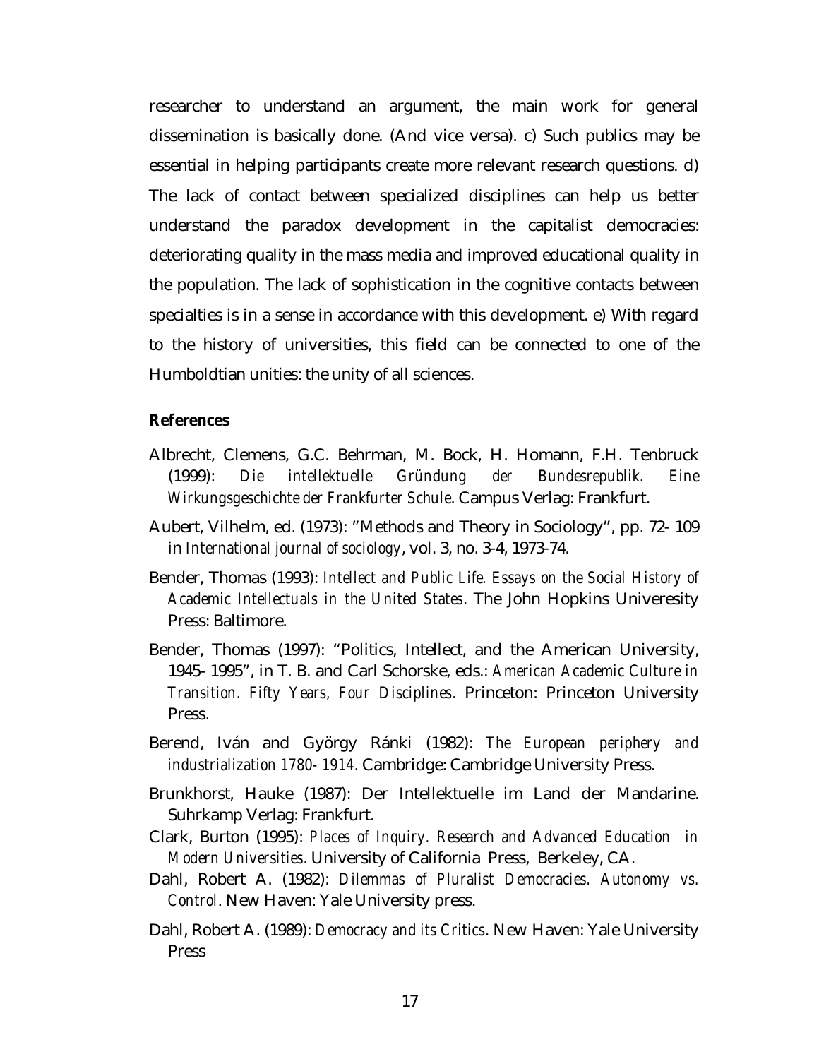researcher to understand an argument, the main work for general dissemination is basically done. (And vice versa). c) Such publics may be essential in helping participants create more relevant research questions. d) The lack of contact between specialized disciplines can help us better understand the paradox development in the capitalist democracies: deteriorating quality in the mass media and improved educational quality in the population. The lack of sophistication in the cognitive contacts between specialties is in a sense in accordance with this development. e) With regard to the history of universities, this field can be connected to one of the Humboldtian unities: the unity of all sciences.

**References**

Albrecht, Clemens, G.C. Behrman, M. Bock, H. Homann, F.H. Tenbruck (1999): *Die intellektuelle Gründung der Bundesrepublik. Eine Wirkungsgeschichte der Frankfurter Schule*. Campus Verlag: Frankfurt.

Aubert, Vilhelm, ed. (1973): "Methods and Theory in Sociology", pp. 72- 109 in *International journal of sociology*, vol. 3, no. 3-4, 1973-74.

Bender, Thomas (1993): *Intellect and Public Life. Essays on the Social History of Academic Intellectuals in the United States*. The John Hopkins Univeresity Press: Baltimore.

Bender, Thomas (1997): "Politics, Intellect, and the American University, 1945- 1995", in T. B. and Carl Schorske, eds.: *American Academic Culture in Transition. Fifty Years, Four Disciplines*. Princeton: Princeton University Press.

Berend, Iván and György Ránki (1982): *The European periphery and industrialization 1780- 1914*. Cambridge: Cambridge University Press.

Brunkhorst, Hauke (1987): Der Intellektuelle im Land der Mandarine. Suhrkamp Verlag: Frankfurt.

Clark, Burton (1995): *Places of Inquiry. Research and Advanced Education in Modern Universities*. University of California Press, Berkeley, CA.

Dahl, Robert A. (1982): *Dilemmas of Pluralist Democracies. Autonomy vs. Control*. New Haven: Yale University press.

Dahl, Robert A. (1989): *Democracy and its Critics*. New Haven: Yale University Press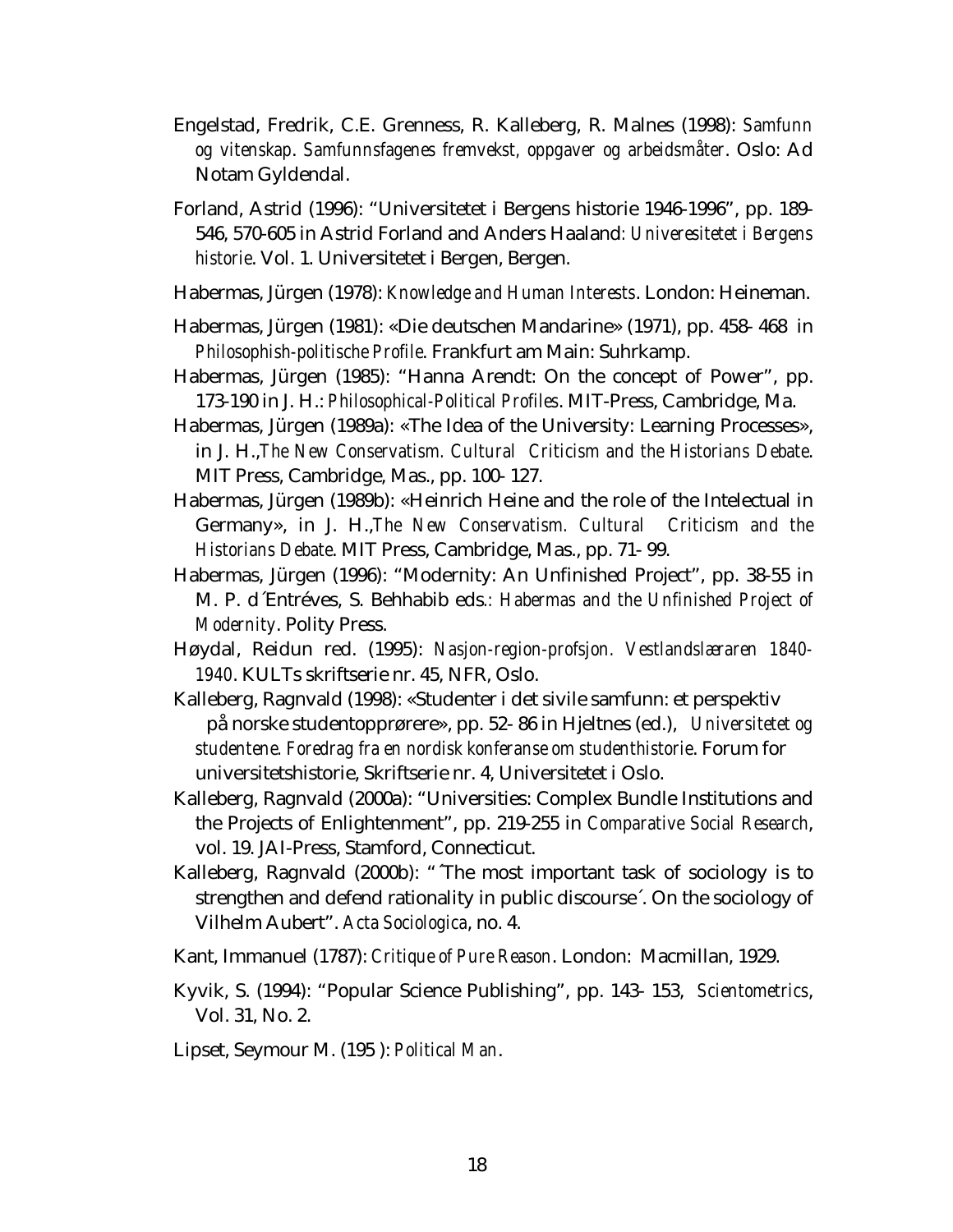Engelstad, Fredrik, C.E. Grenness, R. Kalleberg, R. Malnes (1998): *Samfunn og vitenskap. Samfunnsfagenes fremvekst, oppgaver og arbeidsmåter*. Oslo: Ad Notam Gyldendal.

Forland, Astrid (1996): "Universitetet i Bergens historie 1946-1996", pp. 189-546, 570-605 in Astrid Forland and Anders Haaland: *Univeresitetet i Bergens historie*. Vol. 1. Universitetet i Bergen, Bergen.

Habermas, Jürgen (1978): *Knowledge and Human Interests*. London: Heineman.

Habermas, Jürgen (1981): «Die deutschen Mandarine» (1971), pp. 458- 468 in *Philosophish-politische Profile*. Frankfurt am Main: Suhrkamp.

Habermas, Jürgen (1985): "Hanna Arendt: On the concept of Power", pp. 173-190 in J. H.: *Philosophical-Political Profiles*. MIT-Press, Cambridge, Ma.

Habermas, Jürgen (1989a): «The Idea of the University: Learning Processes», in J. H.,*The New Conservatism. Cultural Criticism and the Historians Debate*. MIT Press, Cambridge, Mas., pp. 100- 127.

Habermas, Jürgen (1989b): «Heinrich Heine and the role of the Intelectual in Germany», in J. H.,*The New Conservatism. Cultural Criticism and the Historians Debate*. MIT Press, Cambridge, Mas., pp. 71- 99.

Habermas, Jürgen (1996): "Modernity: An Unfinished Project", pp. 38-55 in M. P. d´Entréves, S. Behhabib eds.: *Habermas and the Unfinished Project of Modernity*. Polity Press.

Høydal, Reidun red. (1995): *Nasjon-region-profsjon. Vestlandslæraren 1840-1940*. KULTs skriftserie nr. 45, NFR, Oslo.

Kalleberg, Ragnvald (1998): «Studenter i det sivile samfunn: et perspektiv på norske studentopprørere», pp. 52- 86 in Hjeltnes (ed.), *Universitetet og studentene. Foredrag fra en nordisk konferanse om studenthistorie*. Forum for universitetshistorie, Skriftserie nr. 4, Universitetet i Oslo.

Kalleberg, Ragnvald (2000a): "Universities: Complex Bundle Institutions and the Projects of Enlightenment", pp. 219-255 in *Comparative Social Research*, vol. 19. JAI-Press, Stamford, Connecticut.

Kalleberg, Ragnvald (2000b): "´The most important task of sociology is to strengthen and defend rationality in public discourse´. On the sociology of Vilhelm Aubert". *Acta Sociologica*, no. 4.

Kant, Immanuel (1787): *Critique of Pure Reason*. London: Macmillan, 1929.

Kyvik, S. (1994): "Popular Science Publishing", pp. 143- 153, *Scientometrics*, Vol. 31, No. 2.

Lipset, Seymour M. (195 ): *Political Man*.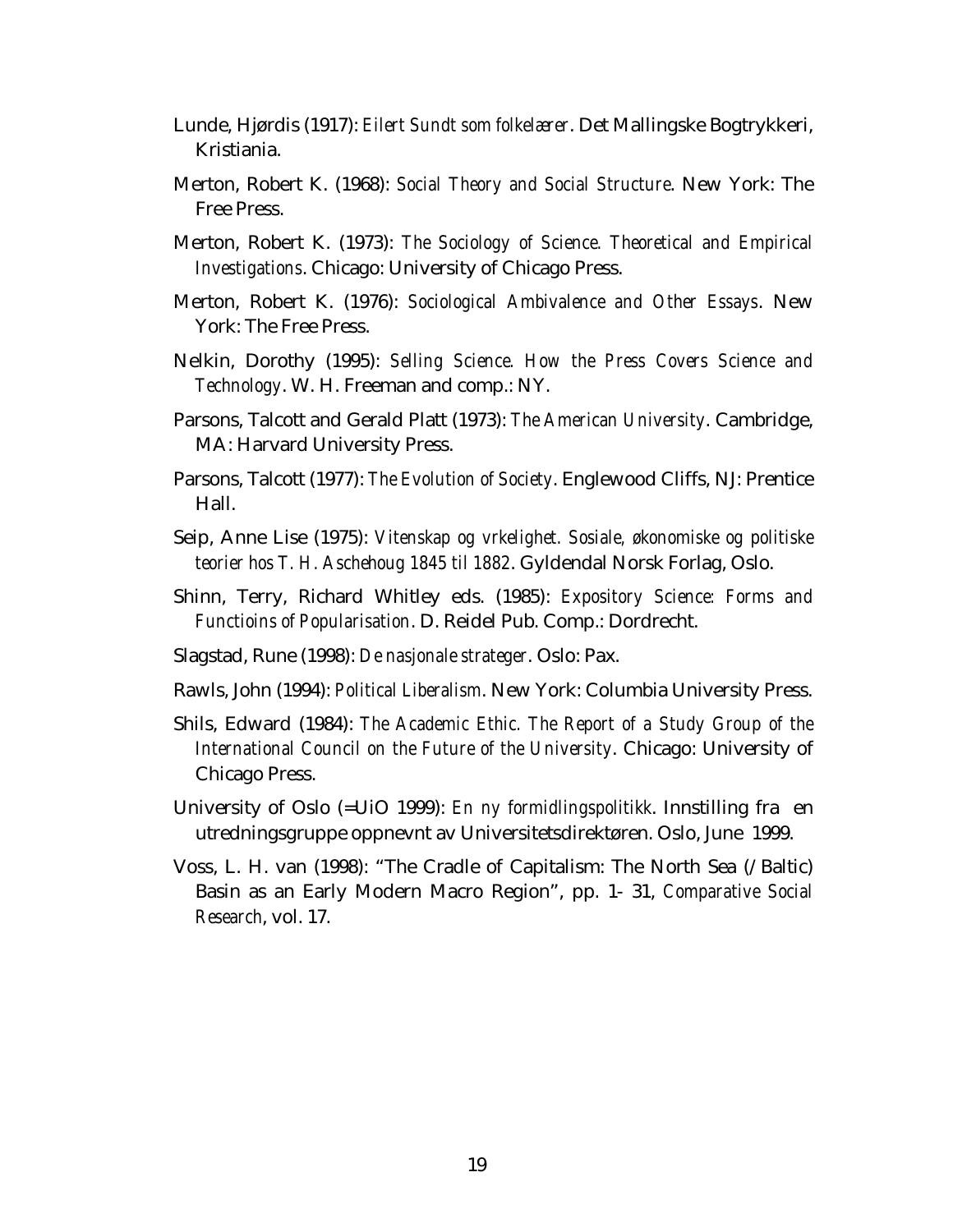Lunde, Hjørdis (1917): *Eilert Sundt som folkelærer*. Det Mallingske Bogtrykkeri, Kristiania.

Merton, Robert K. (1968): *Social Theory and Social Structure*. New York: The Free Press.

Merton, Robert K. (1973): *The Sociology of Science. Theoretical and Empirical Investigations*. Chicago: University of Chicago Press.

Merton, Robert K. (1976): *Sociological Ambivalence and Other Essays*. New York: The Free Press.

Nelkin, Dorothy (1995): *Selling Science. How the Press Covers Science and Technology*. W. H. Freeman and comp.: NY.

Parsons, Talcott and Gerald Platt (1973): *The American University*. Cambridge, MA: Harvard University Press.

Parsons, Talcott (1977): *The Evolution of Society*. Englewood Cliffs, NJ: Prentice Hall.

Seip, Anne Lise (1975): *Vitenskap og vrkelighet. Sosiale, økonomiske og politiske teorier hos T. H. Aschehoug 1845 til 1882*. Gyldendal Norsk Forlag, Oslo.

Shinn, Terry, Richard Whitley eds. (1985): *Expository Science: Forms and Functioins of Popularisation*. D. Reidel Pub. Comp.: Dordrecht.

Slagstad, Rune (1998): *De nasjonale strateger*. Oslo: Pax.

Rawls, John (1994): *Political Liberalism*. New York: Columbia University Press.

Shils, Edward (1984): *The Academic Ethic. The Report of a Study Group of the International Council on the Future of the University*. Chicago: University of Chicago Press.

University of Oslo (=UiO 1999): *En ny formidlingspolitikk*. Innstilling fra en utredningsgruppe oppnevnt av Universitetsdirektøren. Oslo, June 1999.

Voss, L. H. van (1998): "The Cradle of Capitalism: The North Sea (/Baltic) Basin as an Early Modern Macro Region", pp. 1- 31, *Comparative Social Research*, vol. 17.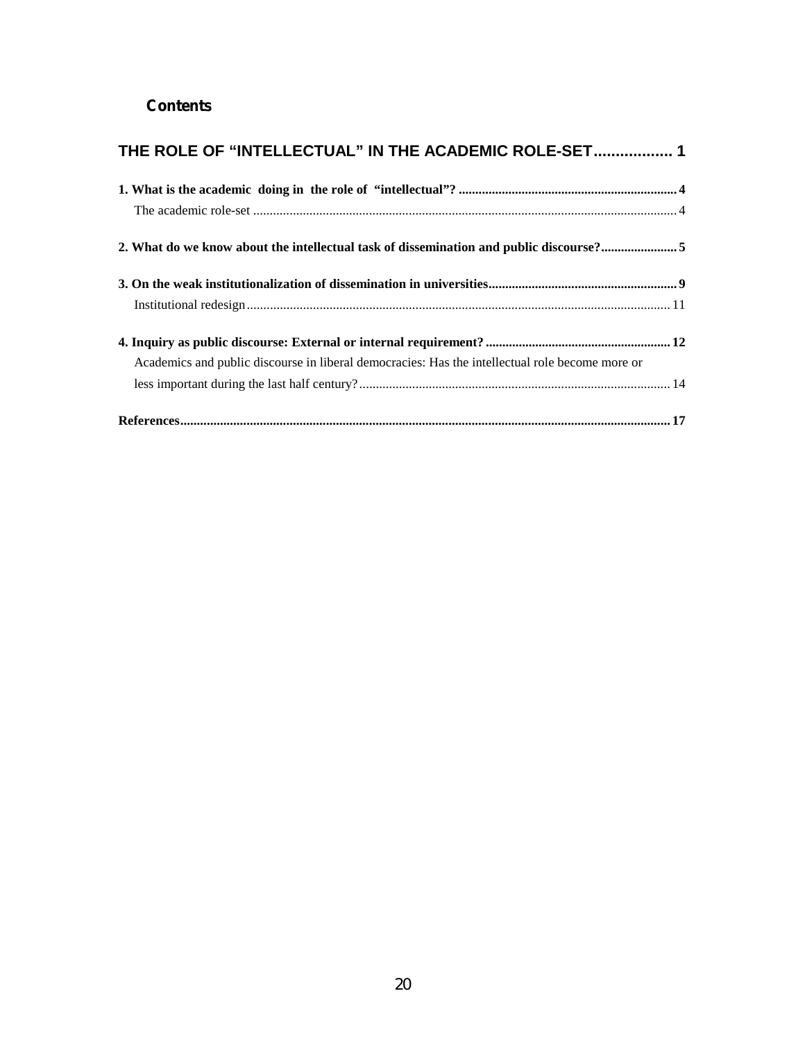**Contents**

THE ROLE OF “INTELLECTUAL” IN THE ACADEMIC ROLE-SET.................. 1

**1. What is the academic doing in the role of “intellectual”?** .................................................................. **4**
The academic role-set ............................................................................................................................... 4

**2. What do we know about the intellectual task of dissemination and public discourse?**....................... **5**

**3. On the weak institutionalization of dissemination in universities**........................................................ **9**
Institutional redesign ................................................................................................................................ 11

**4. Inquiry as public discourse: External or internal requirement?** ....................................................... **12**
Academics and public discourse in liberal democracies: Has the intellectual role become more or less important during the last half century? ............................................................................................. 14

**References**.................................................................................................................................................. **17**